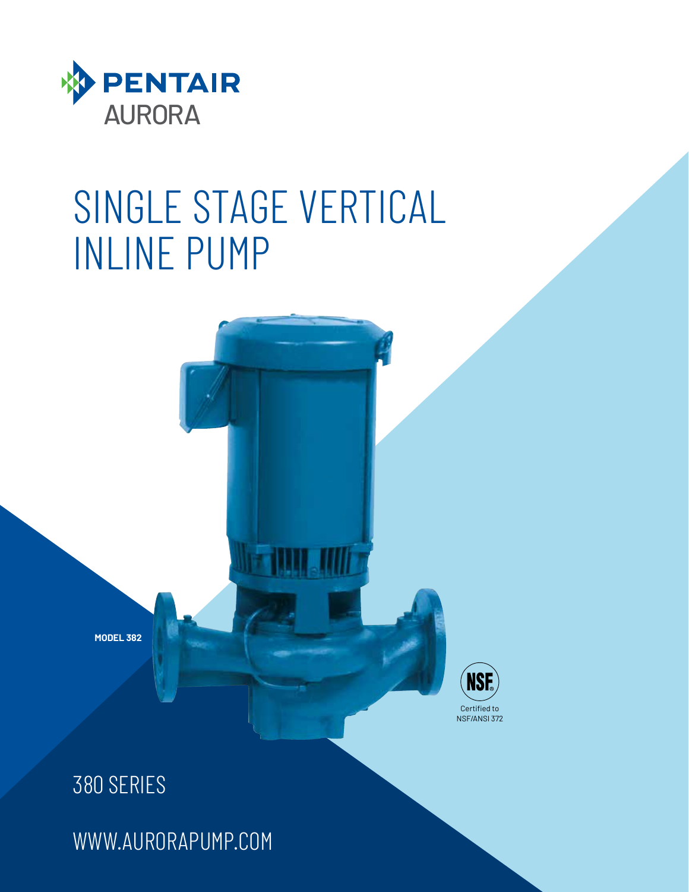PENTAIR
AURORA

# SINGLE STAGE VERTICAL INLINE PUMP

**MODEL 382**

NSF
Certified to NSF/ANSI 372

## 380 SERIES

WWW.AURORAPUMP.COM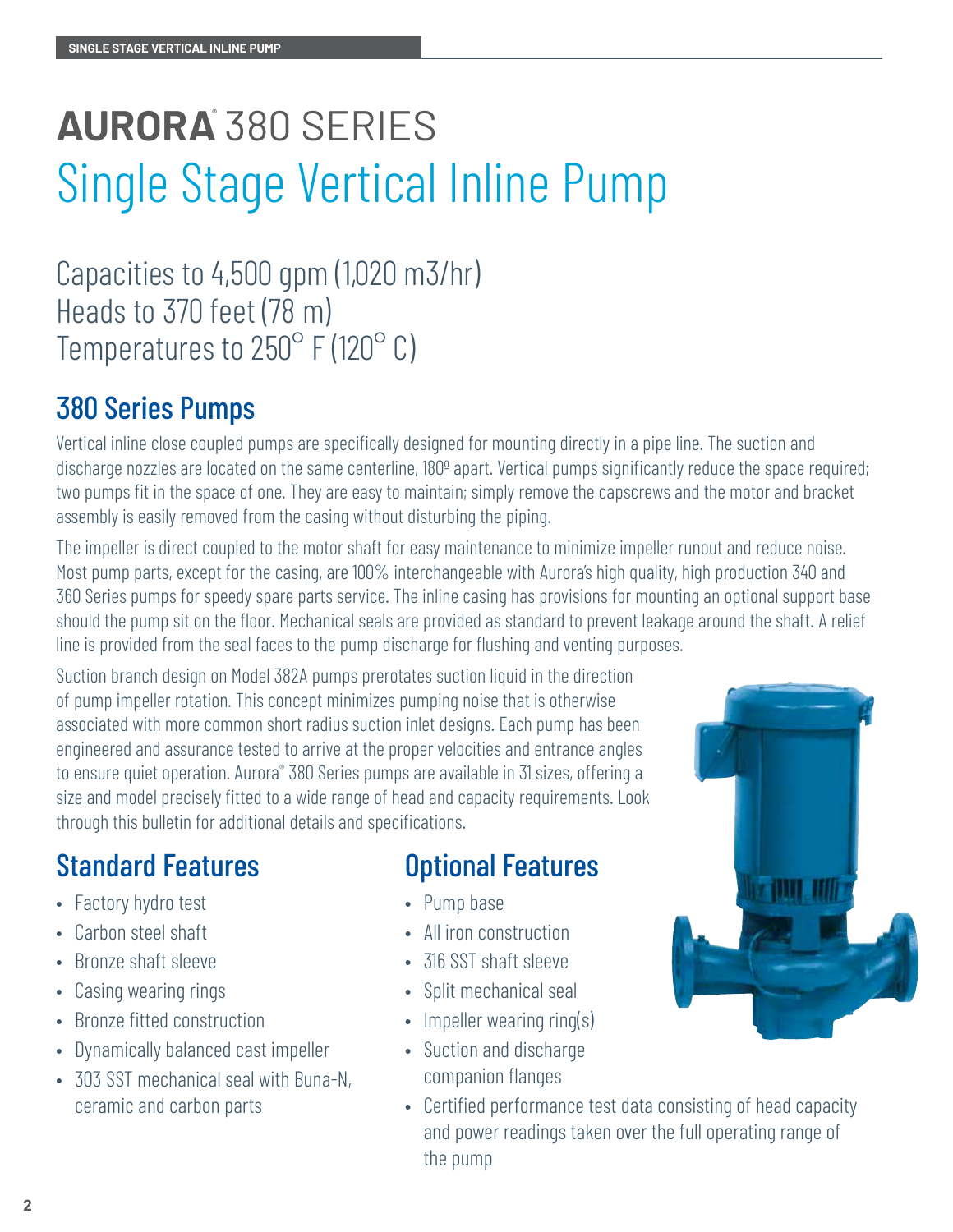# AURORA® 380 SERIES

# Single Stage Vertical Inline Pump

Capacities to 4,500 gpm (1,020 m3/hr)
Heads to 370 feet (78 m)
Temperatures to 250° F (120° C)

## 380 Series Pumps

Vertical inline close coupled pumps are specifically designed for mounting directly in a pipe line. The suction and discharge nozzles are located on the same centerline, 180º apart. Vertical pumps significantly reduce the space required; two pumps fit in the space of one. They are easy to maintain; simply remove the capscrews and the motor and bracket assembly is easily removed from the casing without disturbing the piping.

The impeller is direct coupled to the motor shaft for easy maintenance to minimize impeller runout and reduce noise. Most pump parts, except for the casing, are 100% interchangeable with Aurora's high quality, high production 340 and 360 Series pumps for speedy spare parts service. The inline casing has provisions for mounting an optional support base should the pump sit on the floor. Mechanical seals are provided as standard to prevent leakage around the shaft. A relief line is provided from the seal faces to the pump discharge for flushing and venting purposes.

Suction branch design on Model 382A pumps prerotates suction liquid in the direction of pump impeller rotation. This concept minimizes pumping noise that is otherwise associated with more common short radius suction inlet designs. Each pump has been engineered and assurance tested to arrive at the proper velocities and entrance angles to ensure quiet operation. Aurora® 380 Series pumps are available in 31 sizes, offering a size and model precisely fitted to a wide range of head and capacity requirements. Look through this bulletin for additional details and specifications.

## Standard Features

- Factory hydro test
- Carbon steel shaft
- Bronze shaft sleeve
- Casing wearing rings
- Bronze fitted construction
- Dynamically balanced cast impeller
- 303 SST mechanical seal with Buna-N, ceramic and carbon parts

## Optional Features

- Pump base
- All iron construction
- 316 SST shaft sleeve
- Split mechanical seal
- Impeller wearing ring(s)
- Suction and discharge companion flanges
- Certified performance test data consisting of head capacity and power readings taken over the full operating range of the pump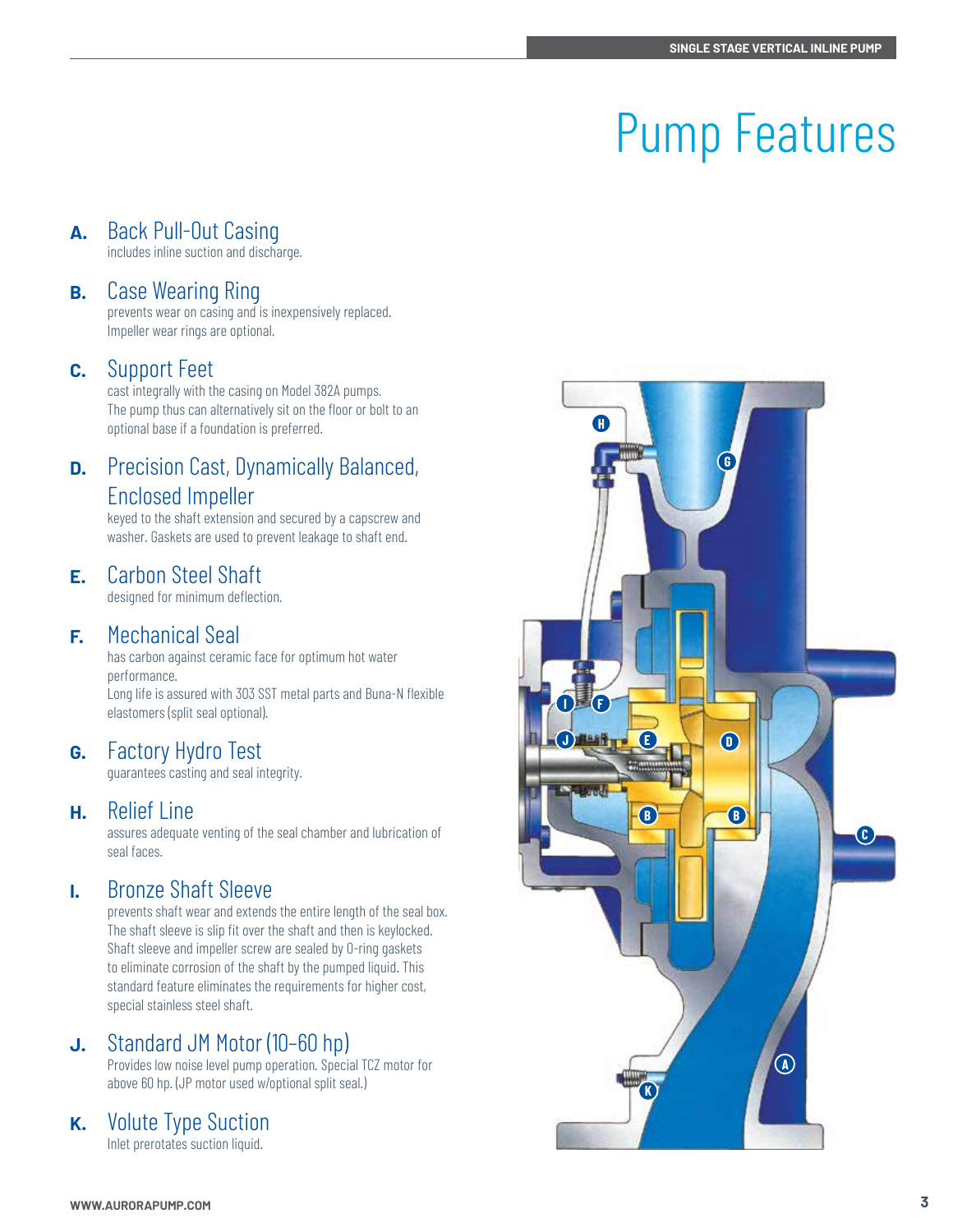# Pump Features

**A.** Back Pull-Out Casing
includes inline suction and discharge.

**B.** Case Wearing Ring
prevents wear on casing and is inexpensively replaced. Impeller wear rings are optional.

**C.** Support Feet
cast integrally with the casing on Model 382A pumps. The pump thus can alternatively sit on the floor or bolt to an optional base if a foundation is preferred.

**D.** Precision Cast, Dynamically Balanced, Enclosed Impeller
keyed to the shaft extension and secured by a capscrew and washer. Gaskets are used to prevent leakage to shaft end.

**E.** Carbon Steel Shaft
designed for minimum deflection.

**F.** Mechanical Seal
has carbon against ceramic face for optimum hot water performance.
Long life is assured with 303 SST metal parts and Buna-N flexible elastomers (split seal optional).

**G.** Factory Hydro Test
guarantees casting and seal integrity.

**H.** Relief Line
assures adequate venting of the seal chamber and lubrication of seal faces.

**I.** Bronze Shaft Sleeve
prevents shaft wear and extends the entire length of the seal box. The shaft sleeve is slip fit over the shaft and then is keylocked. Shaft sleeve and impeller screw are sealed by O-ring gaskets to eliminate corrosion of the shaft by the pumped liquid. This standard feature eliminates the requirements for higher cost, special stainless steel shaft.

**J.** Standard JM Motor (10–60 hp)
Provides low noise level pump operation. Special TCZ motor for above 60 hp. (JP motor used w/optional split seal.)

**K.** Volute Type Suction
Inlet prerotates suction liquid.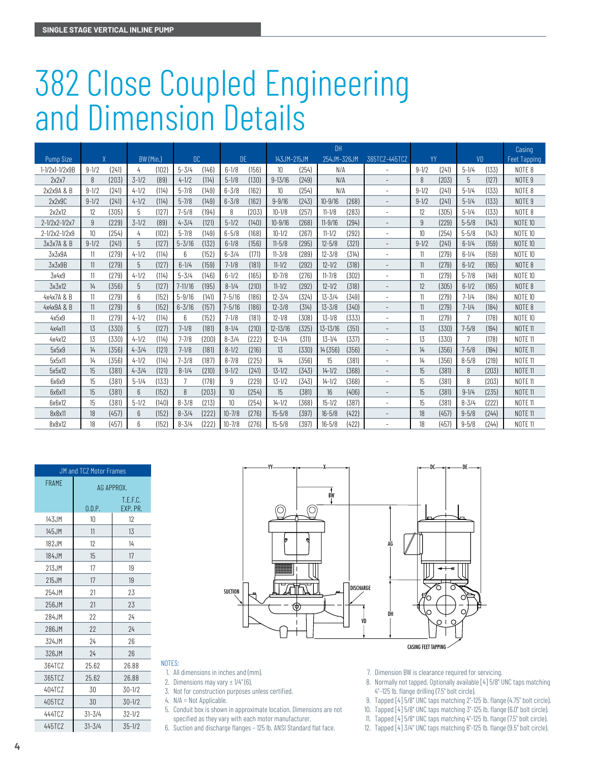SINGLE STAGE VERTICAL INLINE PUMP

# 382 Close Coupled Engineering and Dimension Details

| Pump Size | X | | BW (Min.) | | DC | | DE | | DH 143JM-215JM | | DH 254JM-326JM | | DH 365TCZ-445TCZ | YY | | VD | | Casing Feet Tapping |
|---|---|---|---|---|---|---|---|---|---|---|---|---|---|---|---|---|---|---|
| 1-1/2x1-1/2x9B | 9-1/2 | (241) | 4 | (102) | 5-3/4 | (146) | 6-1/8 | (156) | 10 | (254) | N/A | | – | 9-1/2 | (241) | 5-1/4 | (133) | NOTE 8 |
| 2x2x7 | 8 | (203) | 3-1/2 | (89) | 4-1/2 | (114) | 5-1/8 | (130) | 9-13/16 | (249) | N/A | | – | 8 | (203) | 5 | (127) | NOTE 9 |
| 2x2x9A & B | 9-1/2 | (241) | 4-1/2 | (114) | 5-7/8 | (149) | 6-3/8 | (162) | 10 | (254) | N/A | | – | 9-1/2 | (241) | 5-1/4 | (133) | NOTE 8 |
| 2x2x9C | 9-1/2 | (241) | 4-1/2 | (114) | 5-7/8 | (149) | 6-3/8 | (162) | 9-9/16 | (243) | 10-9/16 | (268) | – | 9-1/2 | (241) | 5-1/4 | (133) | NOTE 9 |
| 2x2x12 | 12 | (305) | 5 | (127) | 7-5/8 | (194) | 8 | (203) | 10-1/8 | (257) | 11-1/8 | (283) | – | 12 | (305) | 5-1/4 | (133) | NOTE 8 |
| 2-1/2x2-1/2x7 | 9 | (229) | 3-1/2 | (89) | 4-3/4 | (121) | 5-1/2 | (140) | 10-9/16 | (268) | 11-9/16 | (294) | – | 9 | (229) | 5-5/8 | (143) | NOTE 10 |
| 2-1/2x2-1/2x9 | 10 | (254) | 4 | (102) | 5-7/8 | (149) | 6-5/8 | (168) | 10-1/2 | (267) | 11-1/2 | (292) | – | 10 | (254) | 5-5/8 | (143) | NOTE 10 |
| 3x3x7A & B | 9-1/2 | (241) | 5 | (127) | 5-3/16 | (132) | 6-1/8 | (156) | 11-5/8 | (295) | 12-5/8 | (321) | – | 9-1/2 | (241) | 6-1/4 | (159) | NOTE 10 |
| 3x3x9A | 11 | (279) | 4-1/2 | (114) | 6 | (152) | 6-3/4 | (171) | 11-3/8 | (289) | 12-3/8 | (314) | – | 11 | (279) | 6-1/4 | (159) | NOTE 10 |
| 3x3x9B | 11 | (279) | 5 | (127) | 6-1/4 | (159) | 7-1/8 | (181) | 11-1/2 | (292) | 12-1/2 | (318) | – | 11 | (279) | 6-1/2 | (165) | NOTE 8 |
| 3x4x9 | 11 | (279) | 4-1/2 | (114) | 5-3/4 | (146) | 6-1/2 | (165) | 10-7/8 | (276) | 11-7/8 | (302) | – | 11 | (279) | 5-7/8 | (149) | NOTE 10 |
| 3x3x12 | 14 | (356) | 5 | (127) | 7-11/16 | (195) | 8-1/4 | (210) | 11-1/2 | (292) | 12-1/2 | (318) | – | 12 | (305) | 6-1/2 | (165) | NOTE 8 |
| 4x4x7A & B | 11 | (279) | 6 | (152) | 5-9/16 | (141) | 7-5/16 | (186) | 12-3/4 | (324) | 13-3/4 | (349) | – | 11 | (279) | 7-1/4 | (184) | NOTE 10 |
| 4x4x9A & B | 11 | (279) | 6 | (152) | 6-3/16 | (157) | 7-5/16 | (186) | 12-3/8 | (314) | 13-3/8 | (340) | – | 11 | (279) | 7-1/4 | (184) | NOTE 8 |
| 4x5x9 | 11 | (279) | 4-1/2 | (114) | 6 | (152) | 7-1/8 | (181) | 12-1/8 | (308) | 13-1/8 | (333) | – | 11 | (279) | 7 | (178) | NOTE 10 |
| 4x4x11 | 13 | (330) | 5 | (127) | 7-1/8 | (181) | 8-1/4 | (210) | 12-13/16 | (325) | 13-13/16 | (351) | – | 13 | (330) | 7-5/8 | (194) | NOTE 11 |
| 4x4x12 | 13 | (330) | 4-1/2 | (114) | 7-7/8 | (200) | 8-3/4 | (222) | 12-1/4 | (311) | 13-1/4 | (337) | – | 13 | (330) | 7 | (178) | NOTE 11 |
| 5x5x9 | 14 | (356) | 4-3/4 | (121) | 7-1/8 | (181) | 8-1/2 | (216) | 13 | (330) | 14 (356) | (356) | – | 14 | (356) | 7-5/8 | (194) | NOTE 11 |
| 5x5x11 | 14 | (356) | 4-1/2 | (114) | 7-3/8 | (187) | 8-7/8 | (225) | 14 | (356) | 15 | (381) | – | 14 | (356) | 8-5/8 | (219) | NOTE 11 |
| 5x5x12 | 15 | (381) | 4-3/4 | (121) | 8-1/4 | (210) | 9-1/2 | (241) | 13-1/2 | (343) | 14-1/2 | (368) | – | 15 | (381) | 8 | (203) | NOTE 11 |
| 6x6x9 | 15 | (381) | 5-1/4 | (133) | 7 | (178) | 9 | (229) | 13-1/2 | (343) | 14-1/2 | (368) | – | 15 | (381) | 8 | (203) | NOTE 11 |
| 6x6x11 | 15 | (381) | 6 | (152) | 8 | (203) | 10 | (254) | 15 | (381) | 16 | (406) | – | 15 | (381) | 9-1/4 | (235) | NOTE 11 |
| 6x6x12 | 15 | (381) | 5-1/2 | (140) | 8-3/8 | (213) | 10 | (254) | 14-1/2 | (368) | 15-1/2 | (387) | – | 15 | (381) | 8-3/4 | (222) | NOTE 11 |
| 8x8x11 | 18 | (457) | 6 | (152) | 8-3/4 | (222) | 10-7/8 | (276) | 15-5/8 | (397) | 16-5/8 | (422) | – | 18 | (457) | 9-5/8 | (244) | NOTE 11 |
| 8x8x12 | 18 | (457) | 6 | (152) | 8-3/4 | (222) | 10-7/8 | (276) | 15-5/8 | (397) | 16-5/8 | (422) | – | 18 | (457) | 9-5/8 | (244) | NOTE 11 |

**JM and TCZ Motor Frames**

| FRAME | AG APPROX. O.D.P. | AG APPROX. T.E.F.C. EXP. PR. |
|---|---|---|
| 143JM | 10 | 12 |
| 145JM | 11 | 13 |
| 182JM | 12 | 14 |
| 184JM | 15 | 17 |
| 213JM | 17 | 19 |
| 215JM | 17 | 19 |
| 254JM | 21 | 23 |
| 256JM | 21 | 23 |
| 284JM | 22 | 24 |
| 286JM | 22 | 24 |
| 324JM | 24 | 26 |
| 326JM | 24 | 26 |
| 364TCZ | 25.62 | 26.88 |
| 365TCZ | 25.62 | 26.88 |
| 404TCZ | 30 | 30-1/2 |
| 405TCZ | 30 | 30-1/2 |
| 444TCZ | 31-3/4 | 32-1/2 |
| 445TCZ | 31-3/4 | 35-1/2 |

YY X BW AG SUCTION DISCHARGE VD DH DC DE CASING FEET TAPPING

NOTES:

1. All dimensions in inches and (mm).
2. Dimensions may vary ± 1/4" (6).
3. Not for construction purposes unless certified.
4. N/A = Not Applicable.
5. Conduit box is shown in approximate location. Dimensions are not specified as they vary with each motor manufacturer.
6. Suction and discharge flanges - 125 lb. ANSI Standard flat face.
7. Dimension BW is clearance required for servicing.
8. Normally not tapped. Optionally available [4] 5/8" UNC taps matching 4"-125 lb. flange drilling (7.5" bolt circle).
9. Tapped [4] 5/8" UNC taps matching 2"-125 lb. flange (4.75" bolt circle).
10. Tapped [4] 5/8" UNC taps matching 3"-125 lb. flange (6.0" bolt circle).
11. Tapped [4] 5/8" UNC taps matching 4"-125 lb. flange (7.5" bolt circle).
12. Tapped [4] 3/4" UNC taps matching 6"-125 lb. flange (9.5" bolt circle).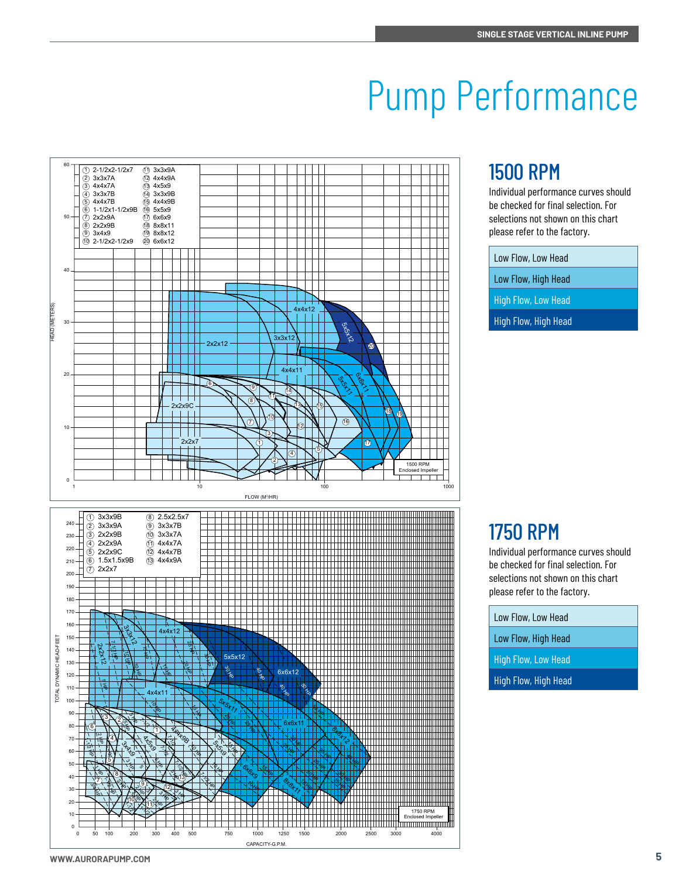# Pump Performance

## 1500 RPM

Individual performance curves should be checked for final selection. For selections not shown on this chart please refer to the factory.

| 1500 RPM chart legend |
| --- |
| Low Flow, Low Head |
| Low Flow, High Head |
| High Flow, Low Head |
| High Flow, High Head |

| No. | Model | No. | Model |
| --- | --- | --- | --- |
| 1 | 2-1/2x2-1/2x7 | 11 | 3x3x9A |
| 2 | 3x3x7A | 12 | 4x4x9A |
| 3 | 4x4x7A | 13 | 4x5x9 |
| 4 | 3x3x7B | 14 | 3x3x9B |
| 5 | 4x4x7B | 15 | 4x4x9B |
| 6 | 1-1/2x1-1/2x9B | 16 | 5x5x9 |
| 7 | 2x2x9A | 17 | 6x6x9 |
| 8 | 2x2x9B | 18 | 8x8x11 |
| 9 | 3x4x9 | 19 | 8x8x12 |
| 10 | 2-1/2x2-1/2x9 | 20 | 6x6x12 |

HEAD (METERS) vs. FLOW (M³/HR) — 1500 RPM Enclosed Impeller

## 1750 RPM

Individual performance curves should be checked for final selection. For selections not shown on this chart please refer to the factory.

| 1750 RPM chart legend |
| --- |
| Low Flow, Low Head |
| Low Flow, High Head |
| High Flow, Low Head |
| High Flow, High Head |

| No. | Model | No. | Model |
| --- | --- | --- | --- |
| 1 | 3x3x9B | 8 | 2.5x2.5x7 |
| 2 | 3x3x9A | 9 | 3x3x7B |
| 3 | 2x2x9B | 10 | 3x3x7A |
| 4 | 2x2x9A | 11 | 4x4x7A |
| 5 | 2x2x9C | 12 | 4x4x7B |
| 6 | 1.5x1.5x9B | 13 | 4x4x9A |
| 7 | 2x2x7 | | |

TOTAL DYNAMIC HEAD-FEET vs. CAPACITY-G.P.M. — 1750 RPM Enclosed Impeller

WWW.AURORAPUMP.COM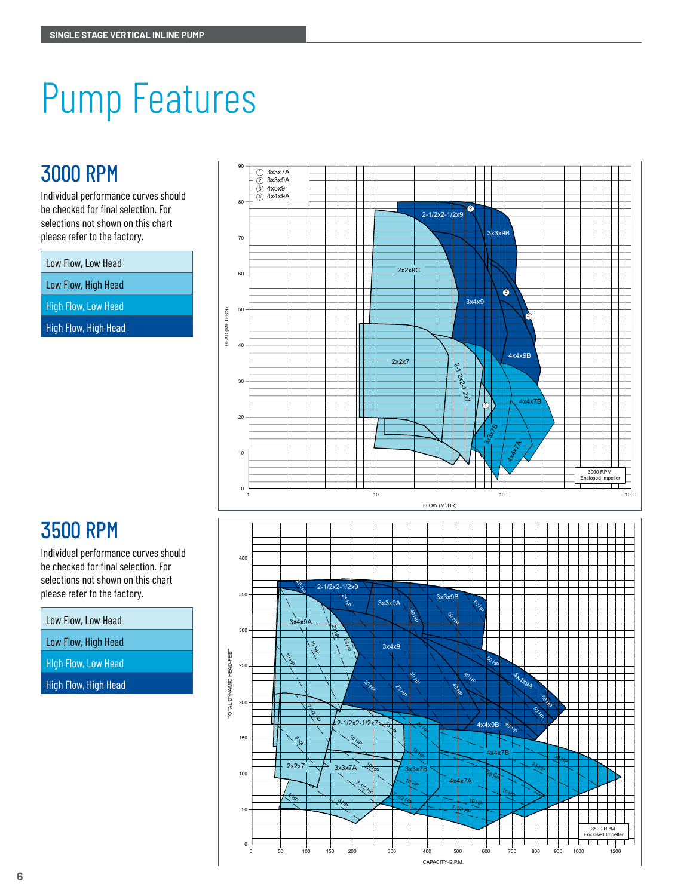SINGLE STAGE VERTICAL INLINE PUMP

# Pump Features

## 3000 RPM

Individual performance curves should be checked for final selection. For selections not shown on this chart please refer to the factory.

| Low Flow, Low Head |
|---|
| Low Flow, High Head |
| High Flow, Low Head |
| High Flow, High Head |

① 3x3x7A
② 3x3x9A
③ 4x5x9
④ 4x4x9A

2-1/2x2-1/2x9, 3x3x9B, 2x2x9C, 3x4x9, 4x4x9B, 2x2x7, 2-1/2x2-1/2x7, 4x4x7B, 3x3x7B, 4x4x7A

HEAD (METERS)

FLOW (M³/HR)

3000 RPM Enclosed Impeller

## 3500 RPM

Individual performance curves should be checked for final selection. For selections not shown on this chart please refer to the factory.

| Low Flow, Low Head |
|---|
| Low Flow, High Head |
| High Flow, Low Head |
| High Flow, High Head |

2-1/2x2-1/2x9, 3x3x9A, 3x3x9B, 3x4x9A, 3x4x9, 4x4x9A, 4x4x9B, 2-1/2x2-1/2x7, 4x4x7B, 2x2x7, 3x3x7A, 3x3x7B, 4x4x7A

TOTAL DYNAMIC HEAD-FEET

CAPACITY-G.P.M.

3500 RPM Enclosed Impeller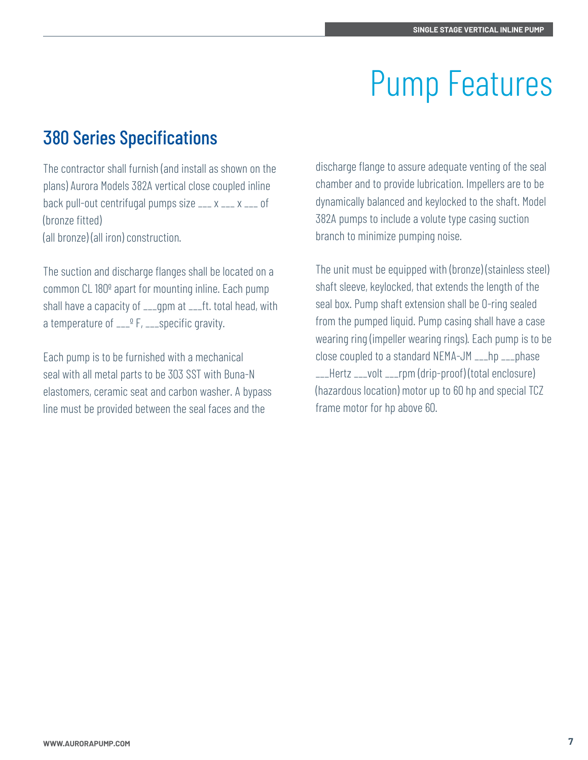# Pump Features

## 380 Series Specifications

The contractor shall furnish (and install as shown on the plans) Aurora Models 382A vertical close coupled inline back pull-out centrifugal pumps size ___ x ___ x ___ of (bronze fitted)
(all bronze) (all iron) construction.

The suction and discharge flanges shall be located on a common CL 180º apart for mounting inline. Each pump shall have a capacity of ___gpm at ___ft. total head, with a temperature of ___º F, ___specific gravity.

Each pump is to be furnished with a mechanical seal with all metal parts to be 303 SST with Buna-N elastomers, ceramic seat and carbon washer. A bypass line must be provided between the seal faces and the discharge flange to assure adequate venting of the seal chamber and to provide lubrication. Impellers are to be dynamically balanced and keylocked to the shaft. Model 382A pumps to include a volute type casing suction branch to minimize pumping noise.

The unit must be equipped with (bronze) (stainless steel) shaft sleeve, keylocked, that extends the length of the seal box. Pump shaft extension shall be O-ring sealed from the pumped liquid. Pump casing shall have a case wearing ring (impeller wearing rings). Each pump is to be close coupled to a standard NEMA-JM ___hp ___phase ___Hertz ___volt ___rpm (drip-proof) (total enclosure) (hazardous location) motor up to 60 hp and special TCZ frame motor for hp above 60.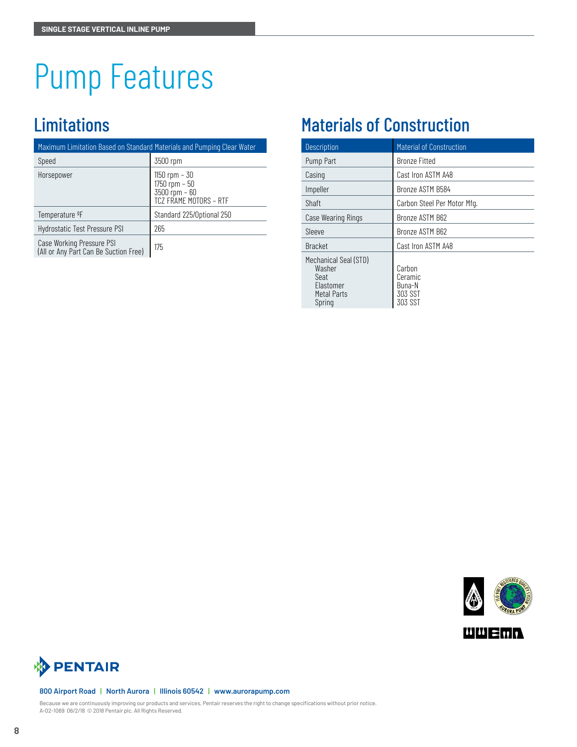# Pump Features

## Limitations

| Maximum Limitation Based on Standard Materials and Pumping Clear Water | |
|---|---|
| Speed | 3500 rpm |
| Horsepower | 1150 rpm – 30<br>1750 rpm – 50<br>3500 rpm – 60<br>TCZ FRAME MOTORS – RTF |
| Temperature ºF | Standard 225/Optional 250 |
| Hydrostatic Test Pressure PSI | 265 |
| Case Working Pressure PSI<br>(All or Any Part Can Be Suction Free) | 175 |

## Materials of Construction

| Description | Material of Construction |
|---|---|
| Pump Part | Bronze Fitted |
| Casing | Cast Iron ASTM A48 |
| Impeller | Bronze ASTM B584 |
| Shaft | Carbon Steel Per Motor Mfg. |
| Case Wearing Rings | Bronze ASTM B62 |
| Sleeve | Bronze ASTM B62 |
| Bracket | Cast Iron ASTM A48 |
| Mechanical Seal (STD)<br>Washer<br>Seat<br>Elastomer<br>Metal Parts<br>Spring | <br>Carbon<br>Ceramic<br>Buna-N<br>303 SST<br>303 SST |

PENTAIR

800 Airport Road | North Aurora | Illinois 60542 | www.aurorapump.com

Because we are continuously improving our products and services, Pentair reserves the right to change specifications without prior notice.
A-02-1069 06/2/18 © 2018 Pentair plc. All Rights Reserved.